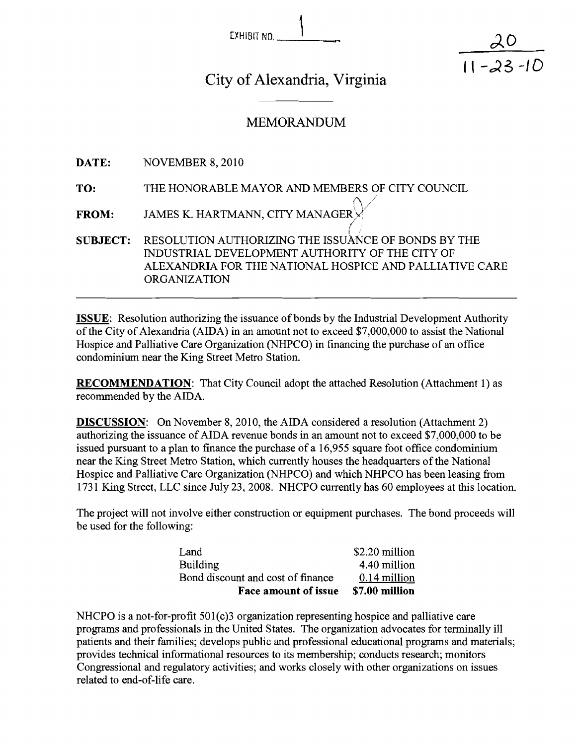EXHIBIT NO. 1

20
11-23-10

# City of Alexandria, Virginia

## MEMORANDUM

**DATE:** NOVEMBER 8, 2010

**TO:** THE HONORABLE MAYOR AND MEMBERS OF CITY COUNCIL

**FROM:** JAMES K. HARTMANN, CITY MANAGER

**SUBJECT:** RESOLUTION AUTHORIZING THE ISSUANCE OF BONDS BY THE INDUSTRIAL DEVELOPMENT AUTHORITY OF THE CITY OF ALEXANDRIA FOR THE NATIONAL HOSPICE AND PALLIATIVE CARE ORGANIZATION

---

**ISSUE**: Resolution authorizing the issuance of bonds by the Industrial Development Authority of the City of Alexandria (AIDA) in an amount not to exceed $7,000,000 to assist the National Hospice and Palliative Care Organization (NHPCO) in financing the purchase of an office condominium near the King Street Metro Station.

**RECOMMENDATION**: That City Council adopt the attached Resolution (Attachment 1) as recommended by the AIDA.

**DISCUSSION**: On November 8, 2010, the AIDA considered a resolution (Attachment 2) authorizing the issuance of AIDA revenue bonds in an amount not to exceed $7,000,000 to be issued pursuant to a plan to finance the purchase of a 16,955 square foot office condominium near the King Street Metro Station, which currently houses the headquarters of the National Hospice and Palliative Care Organization (NHPCO) and which NHPCO has been leasing from 1731 King Street, LLC since July 23, 2008. NHCPO currently has 60 employees at this location.

The project will not involve either construction or equipment purchases. The bond proceeds will be used for the following:

| | |
|---|---|
| Land | $2.20 million |
| Building | 4.40 million |
| Bond discount and cost of finance | 0.14 million |
| **Face amount of issue** | **$7.00 million** |

NHCPO is a not-for-profit 501(c)3 organization representing hospice and palliative care programs and professionals in the United States. The organization advocates for terminally ill patients and their families; develops public and professional educational programs and materials; provides technical informational resources to its membership; conducts research; monitors Congressional and regulatory activities; and works closely with other organizations on issues related to end-of-life care.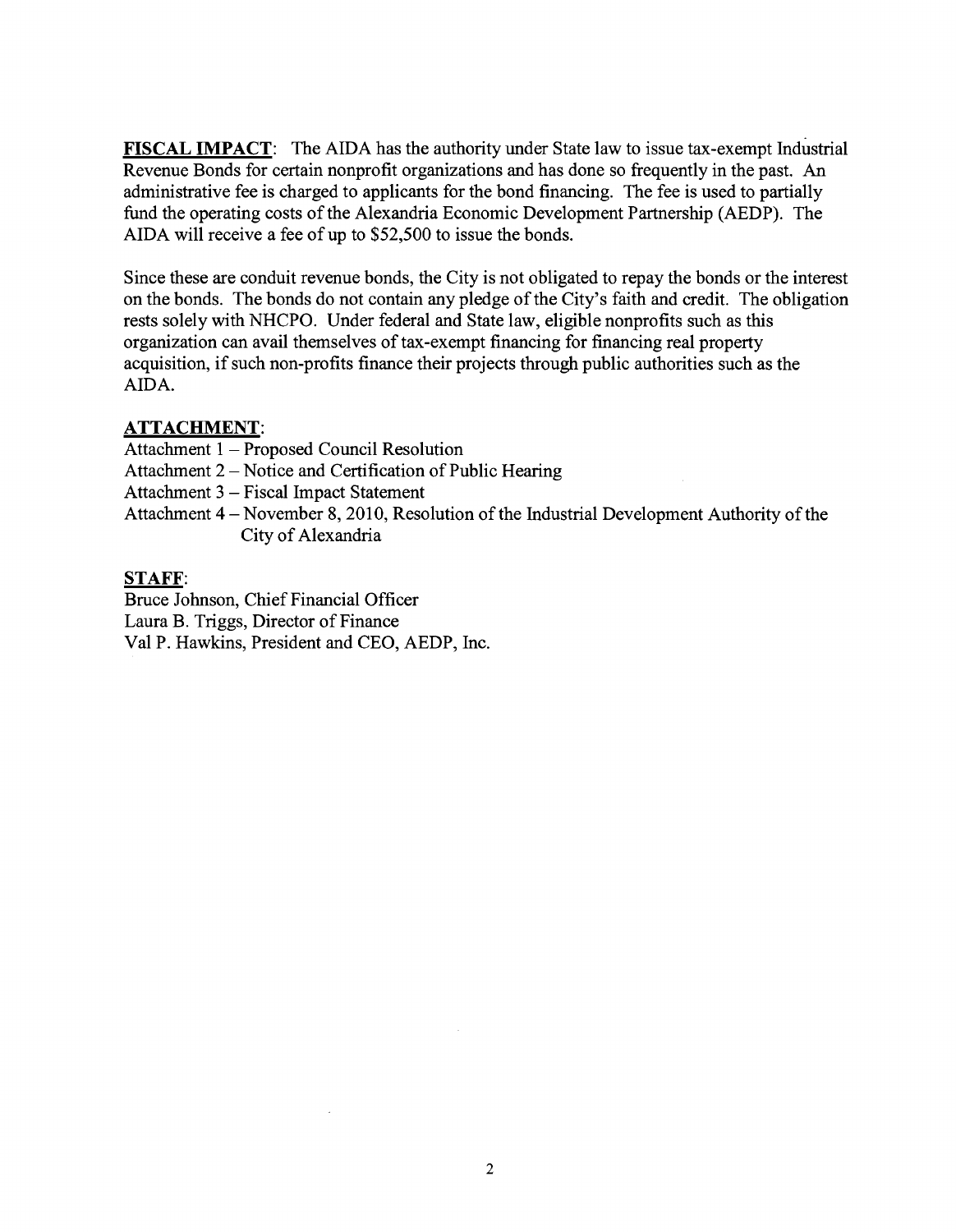**FISCAL IMPACT**: The AIDA has the authority under State law to issue tax-exempt Industrial Revenue Bonds for certain nonprofit organizations and has done so frequently in the past. An administrative fee is charged to applicants for the bond financing. The fee is used to partially fund the operating costs of the Alexandria Economic Development Partnership (AEDP). The AIDA will receive a fee of up to $52,500 to issue the bonds.

Since these are conduit revenue bonds, the City is not obligated to repay the bonds or the interest on the bonds. The bonds do not contain any pledge of the City's faith and credit. The obligation rests solely with NHCPO. Under federal and State law, eligible nonprofits such as this organization can avail themselves of tax-exempt financing for financing real property acquisition, if such non-profits finance their projects through public authorities such as the AIDA.

**ATTACHMENT**:

Attachment 1 – Proposed Council Resolution
Attachment 2 – Notice and Certification of Public Hearing
Attachment 3 – Fiscal Impact Statement
Attachment 4 – November 8, 2010, Resolution of the Industrial Development Authority of the City of Alexandria

**STAFF**:

Bruce Johnson, Chief Financial Officer
Laura B. Triggs, Director of Finance
Val P. Hawkins, President and CEO, AEDP, Inc.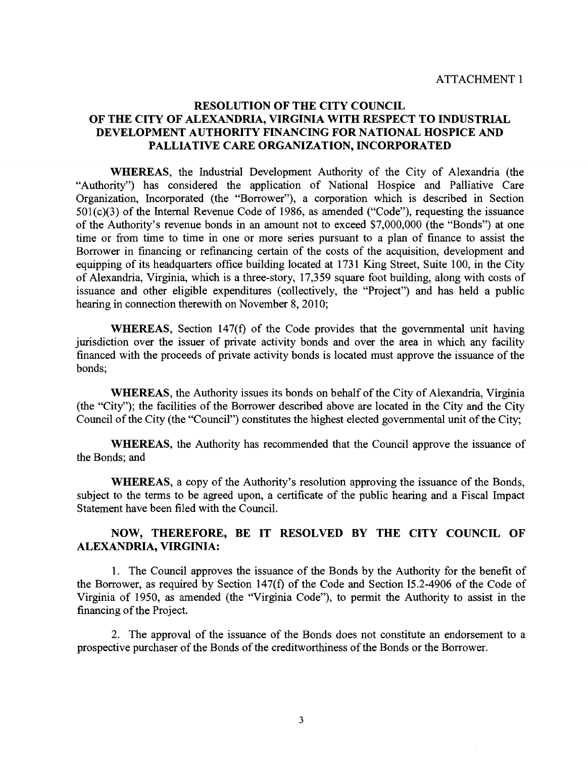ATTACHMENT 1

# RESOLUTION OF THE CITY COUNCIL OF THE CITY OF ALEXANDRIA, VIRGINIA WITH RESPECT TO INDUSTRIAL DEVELOPMENT AUTHORITY FINANCING FOR NATIONAL HOSPICE AND PALLIATIVE CARE ORGANIZATION, INCORPORATED

**WHEREAS**, the Industrial Development Authority of the City of Alexandria (the "Authority") has considered the application of National Hospice and Palliative Care Organization, Incorporated (the "Borrower"), a corporation which is described in Section 501(c)(3) of the Internal Revenue Code of 1986, as amended ("Code"), requesting the issuance of the Authority's revenue bonds in an amount not to exceed $7,000,000 (the "Bonds") at one time or from time to time in one or more series pursuant to a plan of finance to assist the Borrower in financing or refinancing certain of the costs of the acquisition, development and equipping of its headquarters office building located at 1731 King Street, Suite 100, in the City of Alexandria, Virginia, which is a three-story, 17,359 square foot building, along with costs of issuance and other eligible expenditures (collectively, the "Project") and has held a public hearing in connection therewith on November 8, 2010;

**WHEREAS**, Section 147(f) of the Code provides that the governmental unit having jurisdiction over the issuer of private activity bonds and over the area in which any facility financed with the proceeds of private activity bonds is located must approve the issuance of the bonds;

**WHEREAS**, the Authority issues its bonds on behalf of the City of Alexandria, Virginia (the "City"); the facilities of the Borrower described above are located in the City and the City Council of the City (the "Council") constitutes the highest elected governmental unit of the City;

**WHEREAS**, the Authority has recommended that the Council approve the issuance of the Bonds; and

**WHEREAS**, a copy of the Authority's resolution approving the issuance of the Bonds, subject to the terms to be agreed upon, a certificate of the public hearing and a Fiscal Impact Statement have been filed with the Council.

**NOW, THEREFORE, BE IT RESOLVED BY THE CITY COUNCIL OF ALEXANDRIA, VIRGINIA:**

1. The Council approves the issuance of the Bonds by the Authority for the benefit of the Borrower, as required by Section 147(f) of the Code and Section 15.2-4906 of the Code of Virginia of 1950, as amended (the "Virginia Code"), to permit the Authority to assist in the financing of the Project.

2. The approval of the issuance of the Bonds does not constitute an endorsement to a prospective purchaser of the Bonds of the creditworthiness of the Bonds or the Borrower.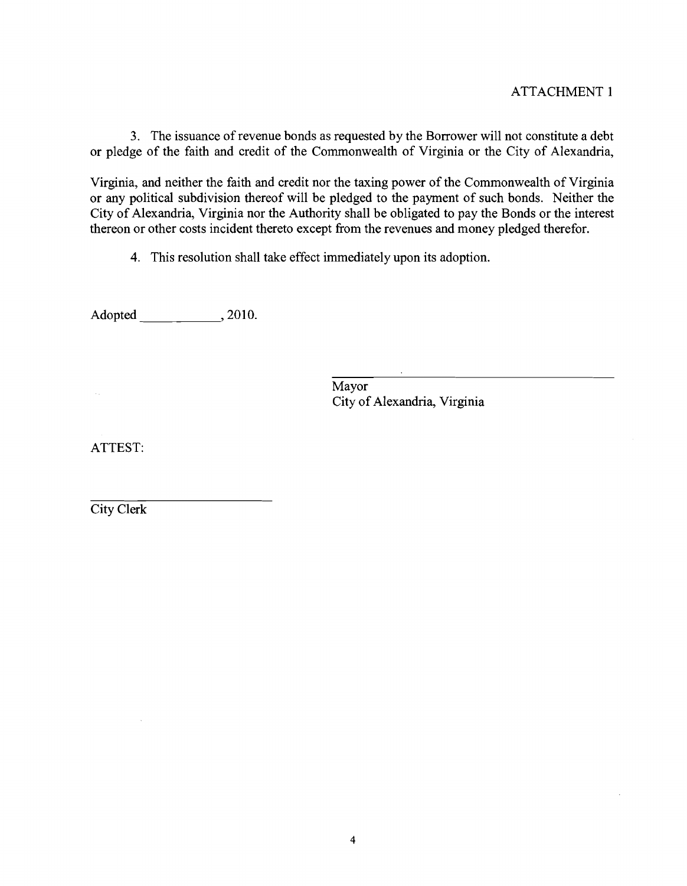ATTACHMENT 1

3. The issuance of revenue bonds as requested by the Borrower will not constitute a debt or pledge of the faith and credit of the Commonwealth of Virginia or the City of Alexandria,

Virginia, and neither the faith and credit nor the taxing power of the Commonwealth of Virginia or any political subdivision thereof will be pledged to the payment of such bonds. Neither the City of Alexandria, Virginia nor the Authority shall be obligated to pay the Bonds or the interest thereon or other costs incident thereto except from the revenues and money pledged therefor.

4. This resolution shall take effect immediately upon its adoption.

Adopted ____________, 2010.

______________________________
Mayor
City of Alexandria, Virginia

ATTEST:

______________________________
City Clerk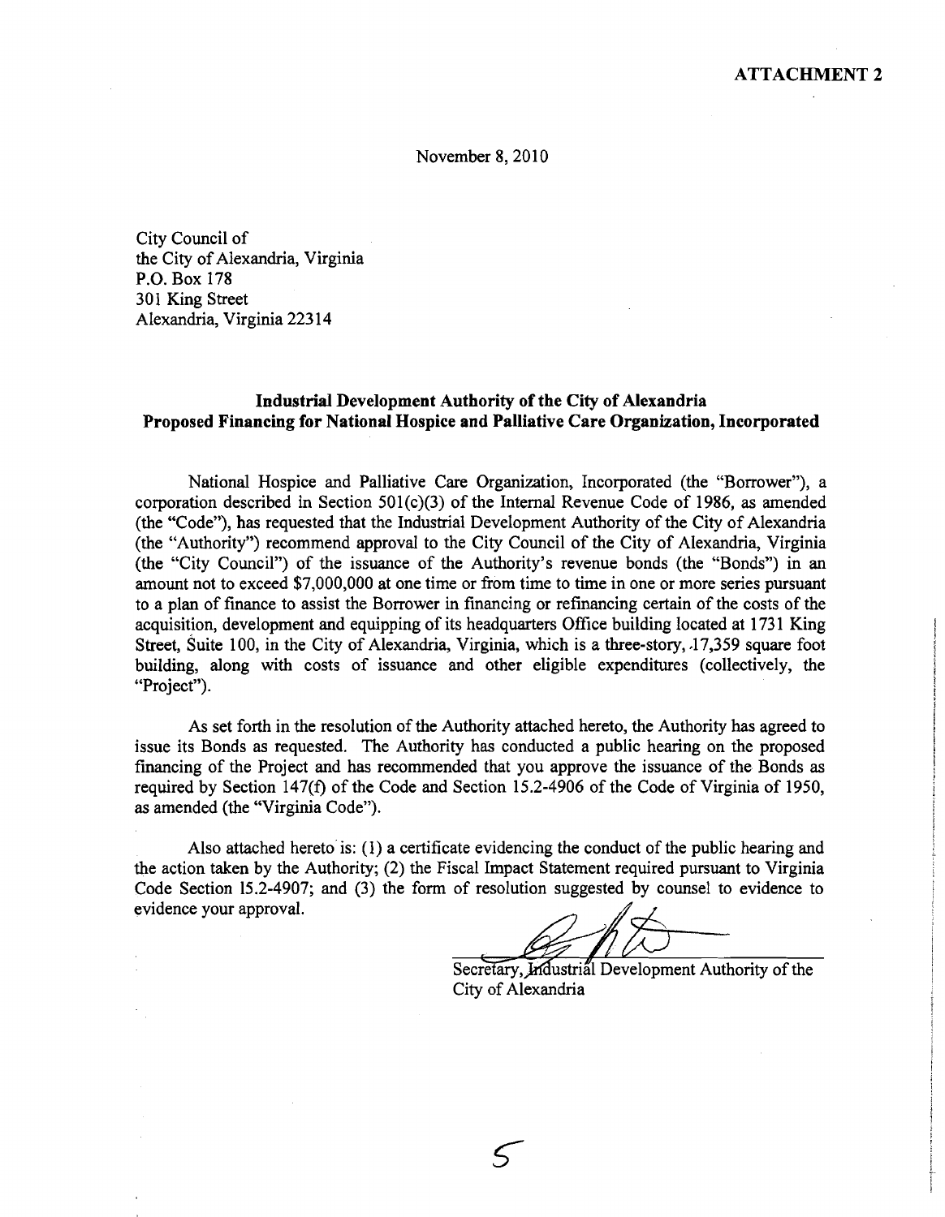**ATTACHMENT 2**

November 8, 2010

City Council of
the City of Alexandria, Virginia
P.O. Box 178
301 King Street
Alexandria, Virginia 22314

**Industrial Development Authority of the City of Alexandria**
**Proposed Financing for National Hospice and Palliative Care Organization, Incorporated**

National Hospice and Palliative Care Organization, Incorporated (the "Borrower"), a corporation described in Section 501(c)(3) of the Internal Revenue Code of 1986, as amended (the "Code"), has requested that the Industrial Development Authority of the City of Alexandria (the "Authority") recommend approval to the City Council of the City of Alexandria, Virginia (the "City Council") of the issuance of the Authority's revenue bonds (the "Bonds") in an amount not to exceed $7,000,000 at one time or from time to time in one or more series pursuant to a plan of finance to assist the Borrower in financing or refinancing certain of the costs of the acquisition, development and equipping of its headquarters Office building located at 1731 King Street, Suite 100, in the City of Alexandria, Virginia, which is a three-story, 17,359 square foot building, along with costs of issuance and other eligible expenditures (collectively, the "Project").

As set forth in the resolution of the Authority attached hereto, the Authority has agreed to issue its Bonds as requested. The Authority has conducted a public hearing on the proposed financing of the Project and has recommended that you approve the issuance of the Bonds as required by Section 147(f) of the Code and Section 15.2-4906 of the Code of Virginia of 1950, as amended (the "Virginia Code").

Also attached hereto is: (1) a certificate evidencing the conduct of the public hearing and the action taken by the Authority; (2) the Fiscal Impact Statement required pursuant to Virginia Code Section 15.2-4907; and (3) the form of resolution suggested by counsel to evidence to evidence your approval.

Secretary, Industrial Development Authority of the City of Alexandria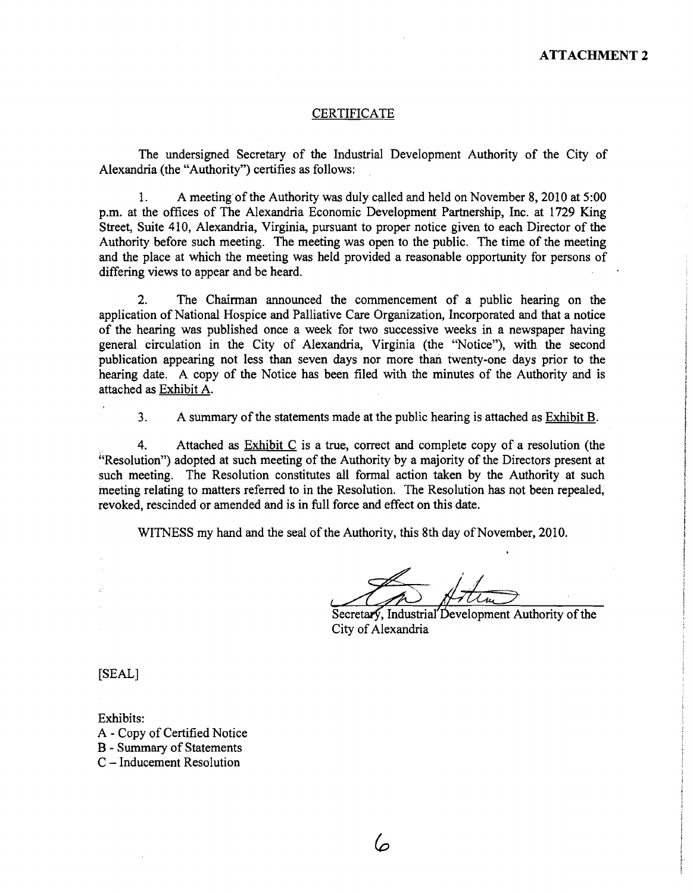**ATTACHMENT 2**

## CERTIFICATE

The undersigned Secretary of the Industrial Development Authority of the City of Alexandria (the "Authority") certifies as follows:

1. A meeting of the Authority was duly called and held on November 8, 2010 at 5:00 p.m. at the offices of The Alexandria Economic Development Partnership, Inc. at 1729 King Street, Suite 410, Alexandria, Virginia, pursuant to proper notice given to each Director of the Authority before such meeting. The meeting was open to the public. The time of the meeting and the place at which the meeting was held provided a reasonable opportunity for persons of differing views to appear and be heard.

2. The Chairman announced the commencement of a public hearing on the application of National Hospice and Palliative Care Organization, Incorporated and that a notice of the hearing was published once a week for two successive weeks in a newspaper having general circulation in the City of Alexandria, Virginia (the "Notice"), with the second publication appearing not less than seven days nor more than twenty-one days prior to the hearing date. A copy of the Notice has been filed with the minutes of the Authority and is attached as Exhibit A.

3. A summary of the statements made at the public hearing is attached as Exhibit B.

4. Attached as Exhibit C is a true, correct and complete copy of a resolution (the "Resolution") adopted at such meeting of the Authority by a majority of the Directors present at such meeting. The Resolution constitutes all formal action taken by the Authority at such meeting relating to matters referred to in the Resolution. The Resolution has not been repealed, revoked, rescinded or amended and is in full force and effect on this date.

WITNESS my hand and the seal of the Authority, this 8th day of November, 2010.

Secretary, Industrial Development Authority of the City of Alexandria

[SEAL]

Exhibits:
A - Copy of Certified Notice
B - Summary of Statements
C – Inducement Resolution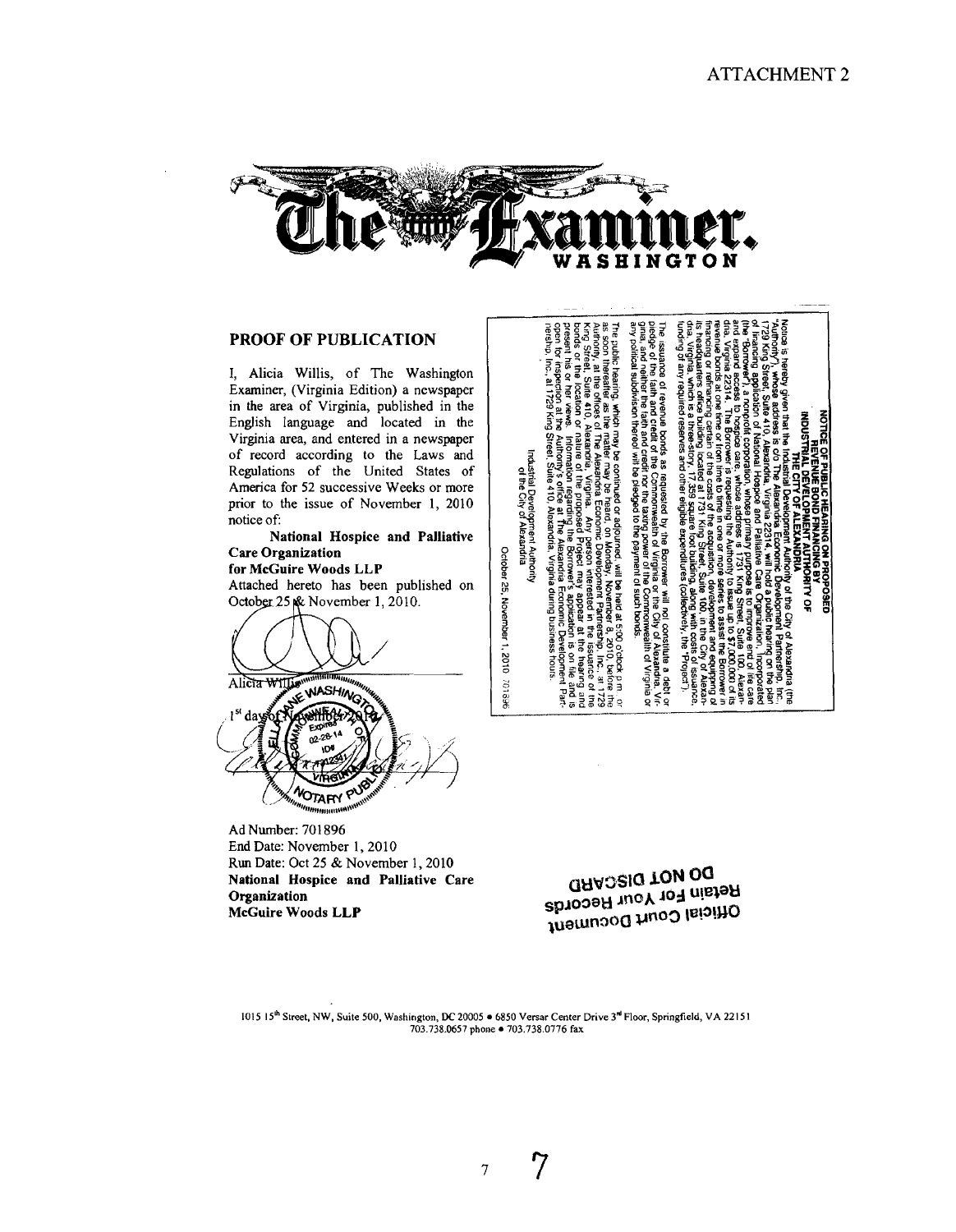ATTACHMENT 2

The Examiner. WASHINGTON

## PROOF OF PUBLICATION

I, Alicia Willis, of The Washington Examiner, (Virginia Edition) a newspaper in the area of Virginia, published in the English language and located in the Virginia area, and entered in a newspaper of record according to the Laws and Regulations of the United States of America for 52 successive Weeks or more prior to the issue of November 1, 2010 notice of:

**National Hospice and Palliative Care Organization**
**for McGuire Woods LLP**

Attached hereto has been published on October 25 & November 1, 2010.

Alicia Willis

1st day of November 2010

Ad Number: 701896
End Date: November 1, 2010
Run Date: Oct 25 & November 1, 2010
**National Hospice and Palliative Care Organization**
**McGuire Woods LLP**

**NOTICE OF PUBLIC HEARING ON PROPOSED REVENUE BOND FINANCING BY INDUSTRIAL DEVELOPMENT AUTHORITY OF THE CITY OF ALEXANDRIA**

Notice is hereby given that the Industrial Development Authority of the City of Alexandria (the "Authority"), whose address is c/o The Alexandria Economic Development Partnership, Inc., 1729 King Street, Suite 410, Alexandria, Virginia 22314, will hold a public hearing on the plan of financing application of National Hospice and Palliative Care Organization, Incorporated (the "Borrower"), a nonprofit corporation whose primary purpose is to improve end of life care and expand access to hospice care, whose address is 1731 King Street, Suite 100, Alexandria, Virginia 22314. The Borrower is requesting the Authority to issue up to $7,000,000 of its revenue bonds at one time or from time to time in one or more series to assist the Borrower in financing or refinancing certain of the costs of the acquisition, development and equipping of its headquarters office building located at 1731 King Street, Suite 100, in the City of Alexandria, Virginia, which is a three-story, 17,359 square foot building, along with costs of issuance, funding of any required reserves and other eligible expenditures (collectively, the "Project").

The issuance of revenue bonds as requested by the Borrower will not constitute a debt or pledge of the faith and credit of the Commonwealth of Virginia or the City of Alexandria, Virginia, and neither the faith and credit nor the taxing power of the Commonwealth of Virginia or any political subdivision thereof will be pledged to the payment of such bonds.

The public hearing, which may be continued or adjourned, will be held at 5:00 o'clock p.m. or as soon thereafter as the matter may be heard, on Monday, November 8, 2010, before the Authority, at the offices of The Alexandria Economic Development Partnership, Inc., at 1729 King Street, Suite 410, Alexandria, Virginia. Any person interested in the issuance of the bonds or the location or nature of the proposed Project may appear at the hearing and present his or her views. Information regarding the Borrower's application is on file and is open for inspection at the Authority's office at The Alexandria Economic Development Partnership, Inc., at 1729 King Street, Suite 410, Alexandria, Virginia during business hours.

Industrial Development Authority of the City of Alexandria

October 25, November 1, 2010 701896

DO NOT DISCARD
Retain For Your Records
Official Court Document

1015 15th Street, NW, Suite 500, Washington, DC 20005 • 6850 Versar Center Drive 3rd Floor, Springfield, VA 22151
703.738.0657 phone • 703.738.0776 fax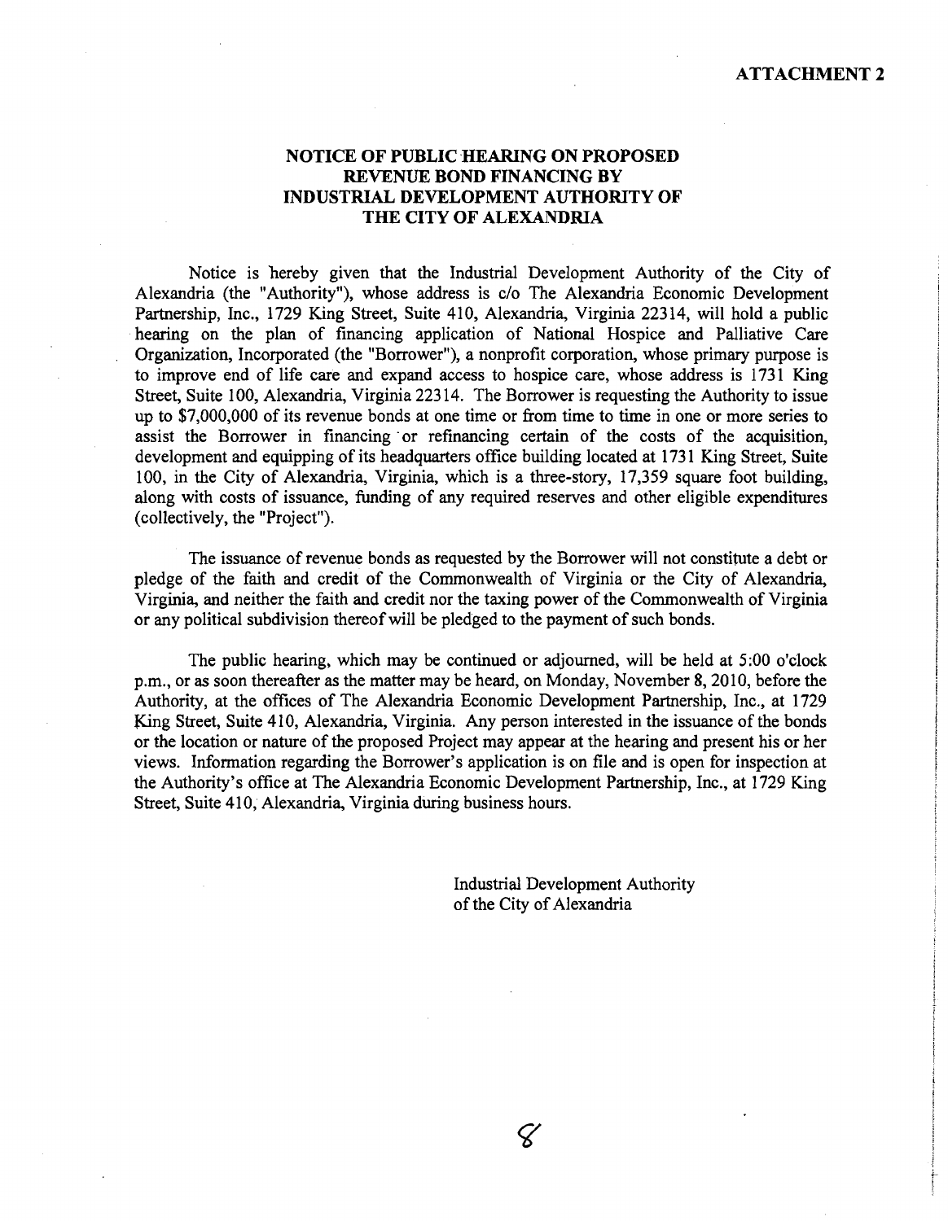**ATTACHMENT 2**

# NOTICE OF PUBLIC HEARING ON PROPOSED REVENUE BOND FINANCING BY INDUSTRIAL DEVELOPMENT AUTHORITY OF THE CITY OF ALEXANDRIA

Notice is hereby given that the Industrial Development Authority of the City of Alexandria (the "Authority"), whose address is c/o The Alexandria Economic Development Partnership, Inc., 1729 King Street, Suite 410, Alexandria, Virginia 22314, will hold a public hearing on the plan of financing application of National Hospice and Palliative Care Organization, Incorporated (the "Borrower"), a nonprofit corporation, whose primary purpose is to improve end of life care and expand access to hospice care, whose address is 1731 King Street, Suite 100, Alexandria, Virginia 22314. The Borrower is requesting the Authority to issue up to $7,000,000 of its revenue bonds at one time or from time to time in one or more series to assist the Borrower in financing or refinancing certain of the costs of the acquisition, development and equipping of its headquarters office building located at 1731 King Street, Suite 100, in the City of Alexandria, Virginia, which is a three-story, 17,359 square foot building, along with costs of issuance, funding of any required reserves and other eligible expenditures (collectively, the "Project").

The issuance of revenue bonds as requested by the Borrower will not constitute a debt or pledge of the faith and credit of the Commonwealth of Virginia or the City of Alexandria, Virginia, and neither the faith and credit nor the taxing power of the Commonwealth of Virginia or any political subdivision thereof will be pledged to the payment of such bonds.

The public hearing, which may be continued or adjourned, will be held at 5:00 o'clock p.m., or as soon thereafter as the matter may be heard, on Monday, November 8, 2010, before the Authority, at the offices of The Alexandria Economic Development Partnership, Inc., at 1729 King Street, Suite 410, Alexandria, Virginia. Any person interested in the issuance of the bonds or the location or nature of the proposed Project may appear at the hearing and present his or her views. Information regarding the Borrower's application is on file and is open for inspection at the Authority's office at The Alexandria Economic Development Partnership, Inc., at 1729 King Street, Suite 410, Alexandria, Virginia during business hours.

Industrial Development Authority
of the City of Alexandria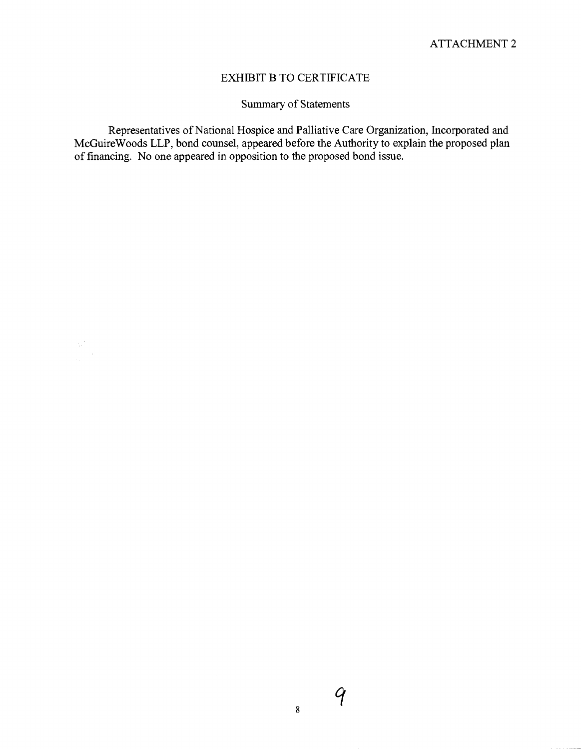ATTACHMENT 2

## EXHIBIT B TO CERTIFICATE

### Summary of Statements

Representatives of National Hospice and Palliative Care Organization, Incorporated and McGuireWoods LLP, bond counsel, appeared before the Authority to explain the proposed plan of financing. No one appeared in opposition to the proposed bond issue.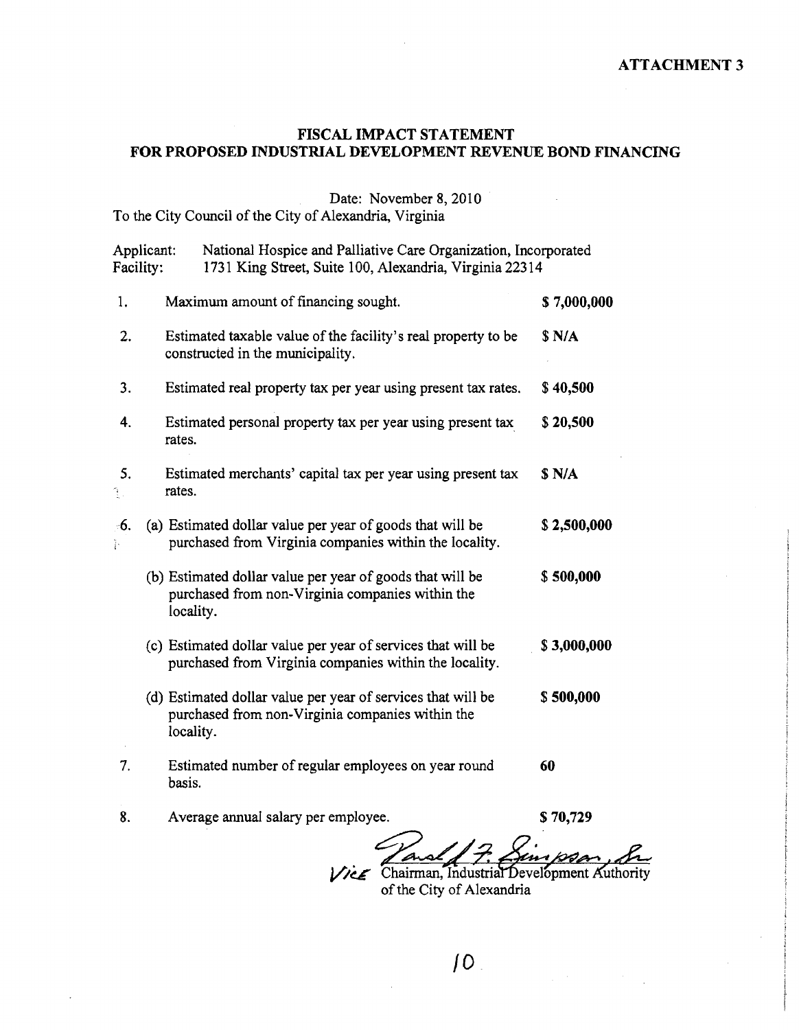**ATTACHMENT 3**

# FISCAL IMPACT STATEMENT
# FOR PROPOSED INDUSTRIAL DEVELOPMENT REVENUE BOND FINANCING

Date: November 8, 2010

To the City Council of the City of Alexandria, Virginia

Applicant: National Hospice and Palliative Care Organization, Incorporated
Facility: 1731 King Street, Suite 100, Alexandria, Virginia 22314

| | | |
|---|---|---|
| 1. | Maximum amount of financing sought. | **$ 7,000,000** |
| 2. | Estimated taxable value of the facility's real property to be constructed in the municipality. | **$ N/A** |
| 3. | Estimated real property tax per year using present tax rates. | **$ 40,500** |
| 4. | Estimated personal property tax per year using present tax rates. | **$ 20,500** |
| 5. | Estimated merchants' capital tax per year using present tax rates. | **$ N/A** |
| 6. | (a) Estimated dollar value per year of goods that will be purchased from Virginia companies within the locality. | **$ 2,500,000** |
| | (b) Estimated dollar value per year of goods that will be purchased from non-Virginia companies within the locality. | **$ 500,000** |
| | (c) Estimated dollar value per year of services that will be purchased from Virginia companies within the locality. | **$ 3,000,000** |
| | (d) Estimated dollar value per year of services that will be purchased from non-Virginia companies within the locality. | **$ 500,000** |
| 7. | Estimated number of regular employees on year round basis. | **60** |
| 8. | Average annual salary per employee. | **$ 70,729** |

Ronald F. Simpson, Sr.

Vice Chairman, Industrial Development Authority of the City of Alexandria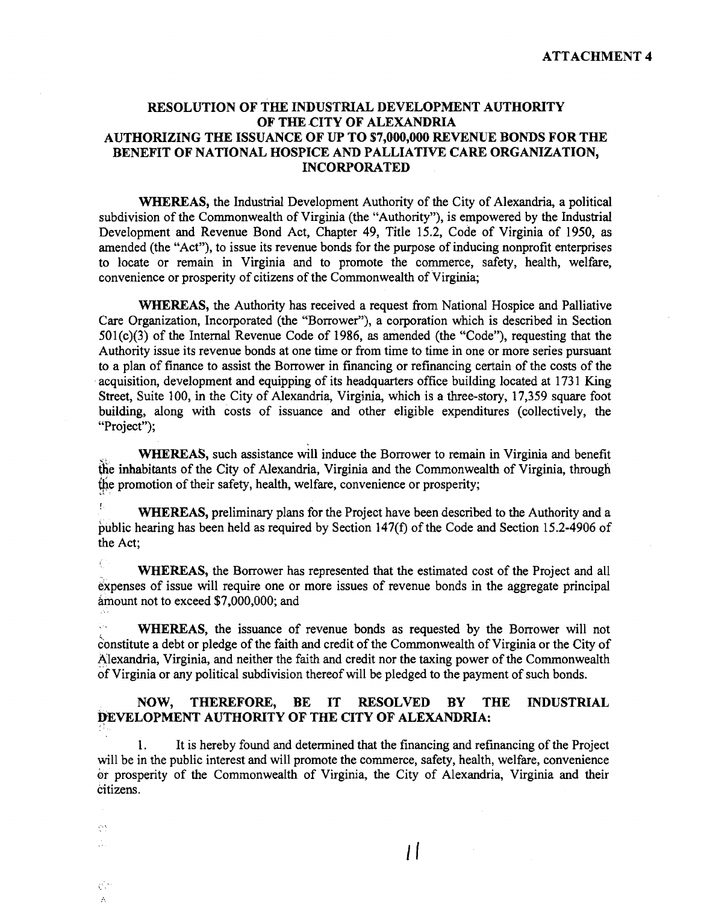**ATTACHMENT 4**

# RESOLUTION OF THE INDUSTRIAL DEVELOPMENT AUTHORITY OF THE CITY OF ALEXANDRIA AUTHORIZING THE ISSUANCE OF UP TO $7,000,000 REVENUE BONDS FOR THE BENEFIT OF NATIONAL HOSPICE AND PALLIATIVE CARE ORGANIZATION, INCORPORATED

**WHEREAS,** the Industrial Development Authority of the City of Alexandria, a political subdivision of the Commonwealth of Virginia (the "Authority"), is empowered by the Industrial Development and Revenue Bond Act, Chapter 49, Title 15.2, Code of Virginia of 1950, as amended (the "Act"), to issue its revenue bonds for the purpose of inducing nonprofit enterprises to locate or remain in Virginia and to promote the commerce, safety, health, welfare, convenience or prosperity of citizens of the Commonwealth of Virginia;

**WHEREAS,** the Authority has received a request from National Hospice and Palliative Care Organization, Incorporated (the "Borrower"), a corporation which is described in Section 501(c)(3) of the Internal Revenue Code of 1986, as amended (the "Code"), requesting that the Authority issue its revenue bonds at one time or from time to time in one or more series pursuant to a plan of finance to assist the Borrower in financing or refinancing certain of the costs of the acquisition, development and equipping of its headquarters office building located at 1731 King Street, Suite 100, in the City of Alexandria, Virginia, which is a three-story, 17,359 square foot building, along with costs of issuance and other eligible expenditures (collectively, the "Project");

**WHEREAS,** such assistance will induce the Borrower to remain in Virginia and benefit the inhabitants of the City of Alexandria, Virginia and the Commonwealth of Virginia, through the promotion of their safety, health, welfare, convenience or prosperity;

**WHEREAS,** preliminary plans for the Project have been described to the Authority and a public hearing has been held as required by Section 147(f) of the Code and Section 15.2-4906 of the Act;

**WHEREAS,** the Borrower has represented that the estimated cost of the Project and all expenses of issue will require one or more issues of revenue bonds in the aggregate principal amount not to exceed $7,000,000; and

**WHEREAS,** the issuance of revenue bonds as requested by the Borrower will not constitute a debt or pledge of the faith and credit of the Commonwealth of Virginia or the City of Alexandria, Virginia, and neither the faith and credit nor the taxing power of the Commonwealth of Virginia or any political subdivision thereof will be pledged to the payment of such bonds.

**NOW, THEREFORE, BE IT RESOLVED BY THE INDUSTRIAL DEVELOPMENT AUTHORITY OF THE CITY OF ALEXANDRIA:**

1. It is hereby found and determined that the financing and refinancing of the Project will be in the public interest and will promote the commerce, safety, health, welfare, convenience or prosperity of the Commonwealth of Virginia, the City of Alexandria, Virginia and their citizens.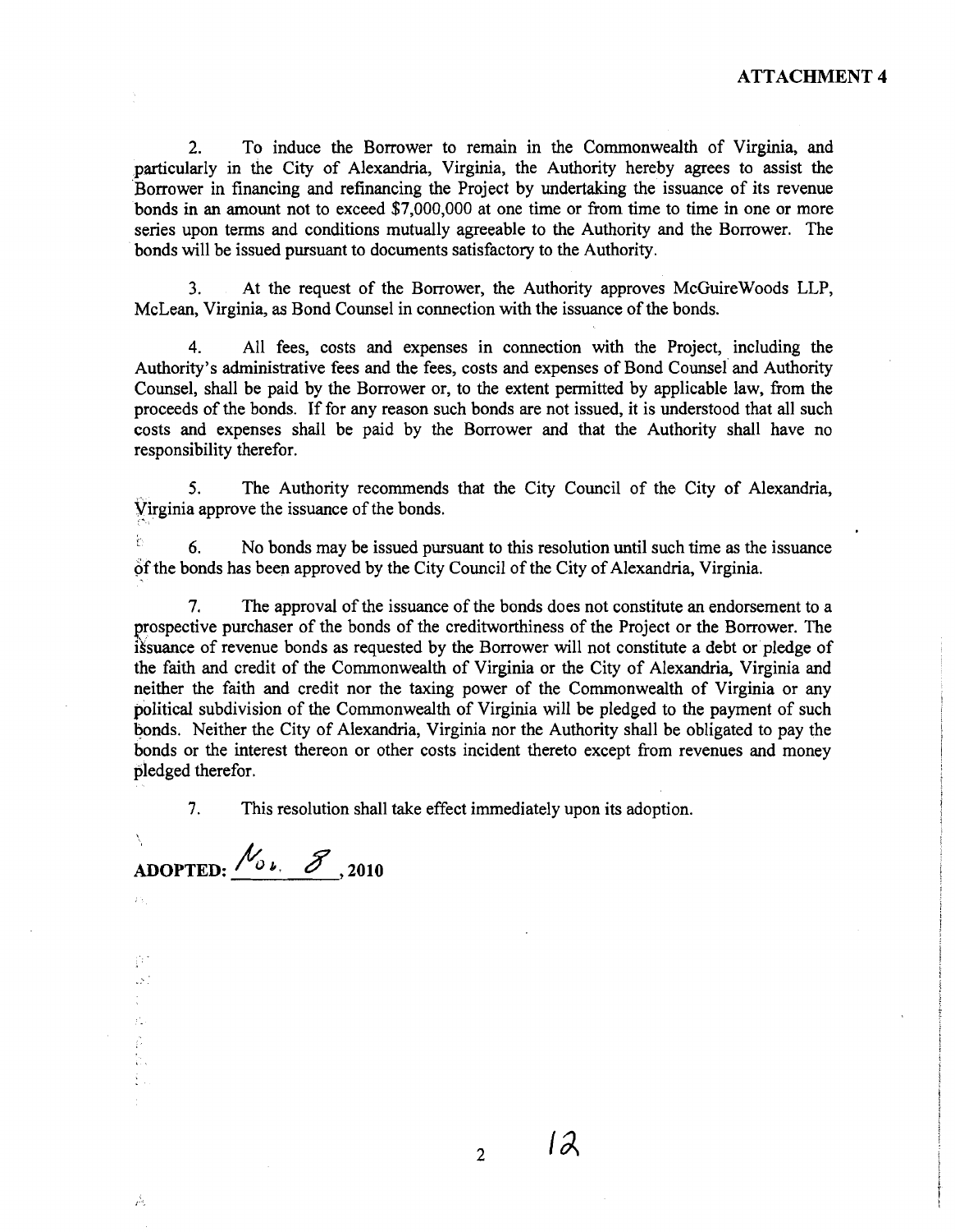**ATTACHMENT 4**

2. To induce the Borrower to remain in the Commonwealth of Virginia, and particularly in the City of Alexandria, Virginia, the Authority hereby agrees to assist the Borrower in financing and refinancing the Project by undertaking the issuance of its revenue bonds in an amount not to exceed $7,000,000 at one time or from time to time in one or more series upon terms and conditions mutually agreeable to the Authority and the Borrower. The bonds will be issued pursuant to documents satisfactory to the Authority.

3. At the request of the Borrower, the Authority approves McGuireWoods LLP, McLean, Virginia, as Bond Counsel in connection with the issuance of the bonds.

4. All fees, costs and expenses in connection with the Project, including the Authority's administrative fees and the fees, costs and expenses of Bond Counsel and Authority Counsel, shall be paid by the Borrower or, to the extent permitted by applicable law, from the proceeds of the bonds. If for any reason such bonds are not issued, it is understood that all such costs and expenses shall be paid by the Borrower and that the Authority shall have no responsibility therefor.

5. The Authority recommends that the City Council of the City of Alexandria, Virginia approve the issuance of the bonds.

6. No bonds may be issued pursuant to this resolution until such time as the issuance of the bonds has been approved by the City Council of the City of Alexandria, Virginia.

7. The approval of the issuance of the bonds does not constitute an endorsement to a prospective purchaser of the bonds of the creditworthiness of the Project or the Borrower. The issuance of revenue bonds as requested by the Borrower will not constitute a debt or pledge of the faith and credit of the Commonwealth of Virginia or the City of Alexandria, Virginia and neither the faith and credit nor the taxing power of the Commonwealth of Virginia or any political subdivision of the Commonwealth of Virginia will be pledged to the payment of such bonds. Neither the City of Alexandria, Virginia nor the Authority shall be obligated to pay the bonds or the interest thereon or other costs incident thereto except from revenues and money pledged therefor.

7. This resolution shall take effect immediately upon its adoption.

**ADOPTED:** Nov. 8, **2010**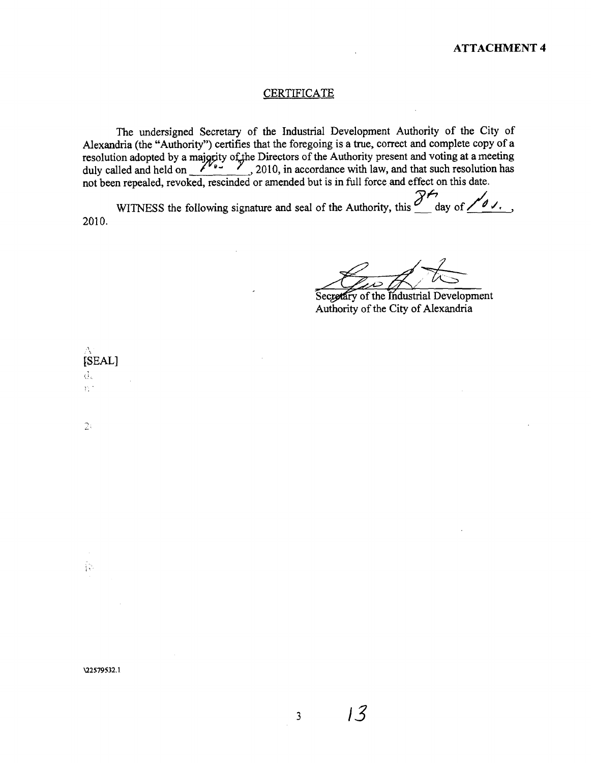**ATTACHMENT 4**

## CERTIFICATE

The undersigned Secretary of the Industrial Development Authority of the City of Alexandria (the "Authority") certifies that the foregoing is a true, correct and complete copy of a resolution adopted by a majority of the Directors of the Authority present and voting at a meeting duly called and held on Nov. 7, 2010, in accordance with law, and that such resolution has not been repealed, revoked, rescinded or amended but is in full force and effect on this date.

WITNESS the following signature and seal of the Authority, this 8th day of Nov., 2010.

Secretary of the Industrial Development Authority of the City of Alexandria

[SEAL]

\22579532.1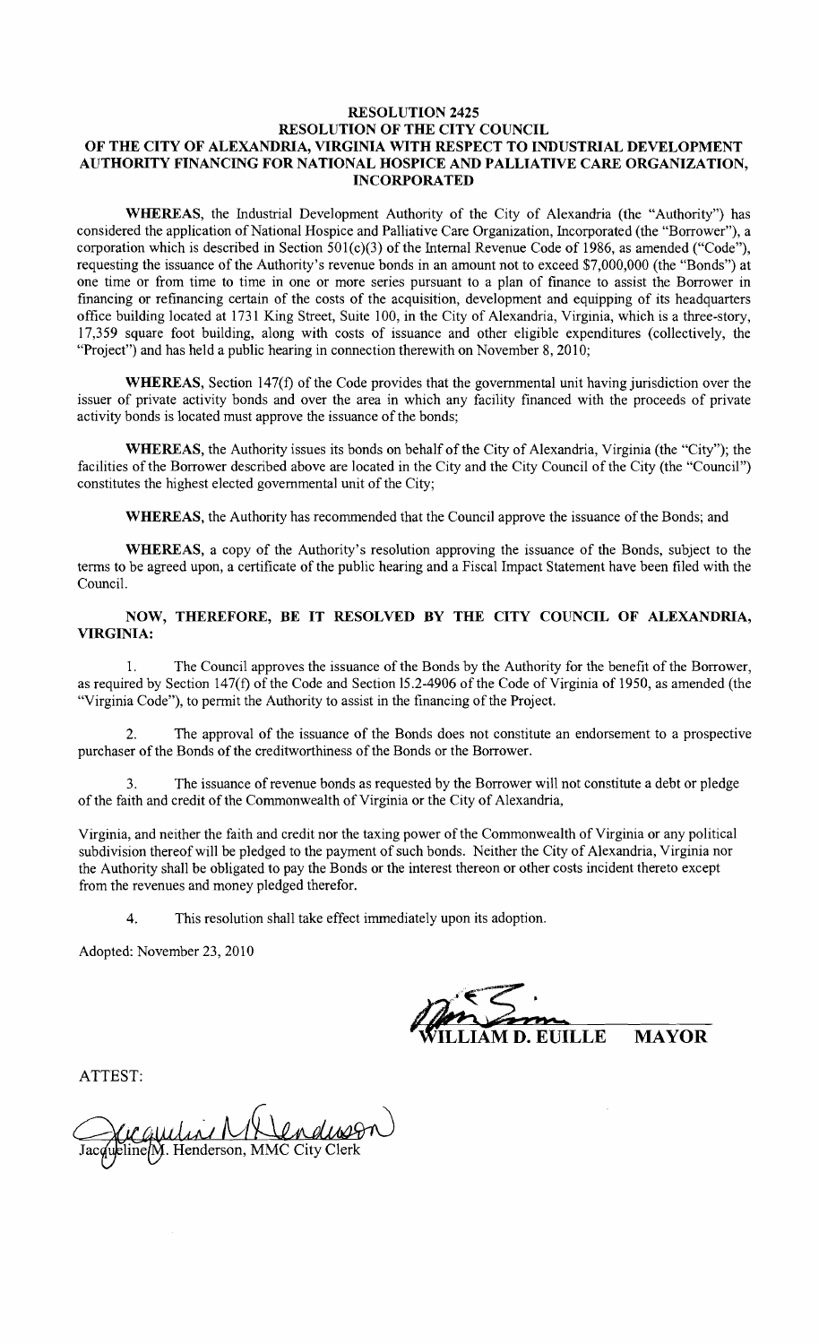# RESOLUTION 2425

## RESOLUTION OF THE CITY COUNCIL OF THE CITY OF ALEXANDRIA, VIRGINIA WITH RESPECT TO INDUSTRIAL DEVELOPMENT AUTHORITY FINANCING FOR NATIONAL HOSPICE AND PALLIATIVE CARE ORGANIZATION, INCORPORATED

**WHEREAS**, the Industrial Development Authority of the City of Alexandria (the "Authority") has considered the application of National Hospice and Palliative Care Organization, Incorporated (the "Borrower"), a corporation which is described in Section 501(c)(3) of the Internal Revenue Code of 1986, as amended ("Code"), requesting the issuance of the Authority's revenue bonds in an amount not to exceed $7,000,000 (the "Bonds") at one time or from time to time in one or more series pursuant to a plan of finance to assist the Borrower in financing or refinancing certain of the costs of the acquisition, development and equipping of its headquarters office building located at 1731 King Street, Suite 100, in the City of Alexandria, Virginia, which is a three-story, 17,359 square foot building, along with costs of issuance and other eligible expenditures (collectively, the "Project") and has held a public hearing in connection therewith on November 8, 2010;

**WHEREAS**, Section 147(f) of the Code provides that the governmental unit having jurisdiction over the issuer of private activity bonds and over the area in which any facility financed with the proceeds of private activity bonds is located must approve the issuance of the bonds;

**WHEREAS**, the Authority issues its bonds on behalf of the City of Alexandria, Virginia (the "City"); the facilities of the Borrower described above are located in the City and the City Council of the City (the "Council") constitutes the highest elected governmental unit of the City;

**WHEREAS**, the Authority has recommended that the Council approve the issuance of the Bonds; and

**WHEREAS**, a copy of the Authority's resolution approving the issuance of the Bonds, subject to the terms to be agreed upon, a certificate of the public hearing and a Fiscal Impact Statement have been filed with the Council.

**NOW, THEREFORE, BE IT RESOLVED BY THE CITY COUNCIL OF ALEXANDRIA, VIRGINIA:**

1. The Council approves the issuance of the Bonds by the Authority for the benefit of the Borrower, as required by Section 147(f) of the Code and Section 15.2-4906 of the Code of Virginia of 1950, as amended (the "Virginia Code"), to permit the Authority to assist in the financing of the Project.

2. The approval of the issuance of the Bonds does not constitute an endorsement to a prospective purchaser of the Bonds of the creditworthiness of the Bonds or the Borrower.

3. The issuance of revenue bonds as requested by the Borrower will not constitute a debt or pledge of the faith and credit of the Commonwealth of Virginia or the City of Alexandria,

Virginia, and neither the faith and credit nor the taxing power of the Commonwealth of Virginia or any political subdivision thereof will be pledged to the payment of such bonds. Neither the City of Alexandria, Virginia nor the Authority shall be obligated to pay the Bonds or the interest thereon or other costs incident thereto except from the revenues and money pledged therefor.

4. This resolution shall take effect immediately upon its adoption.

Adopted: November 23, 2010

WILLIAM D. EUILLE MAYOR

ATTEST:

Jacqueline M. Henderson, MMC City Clerk